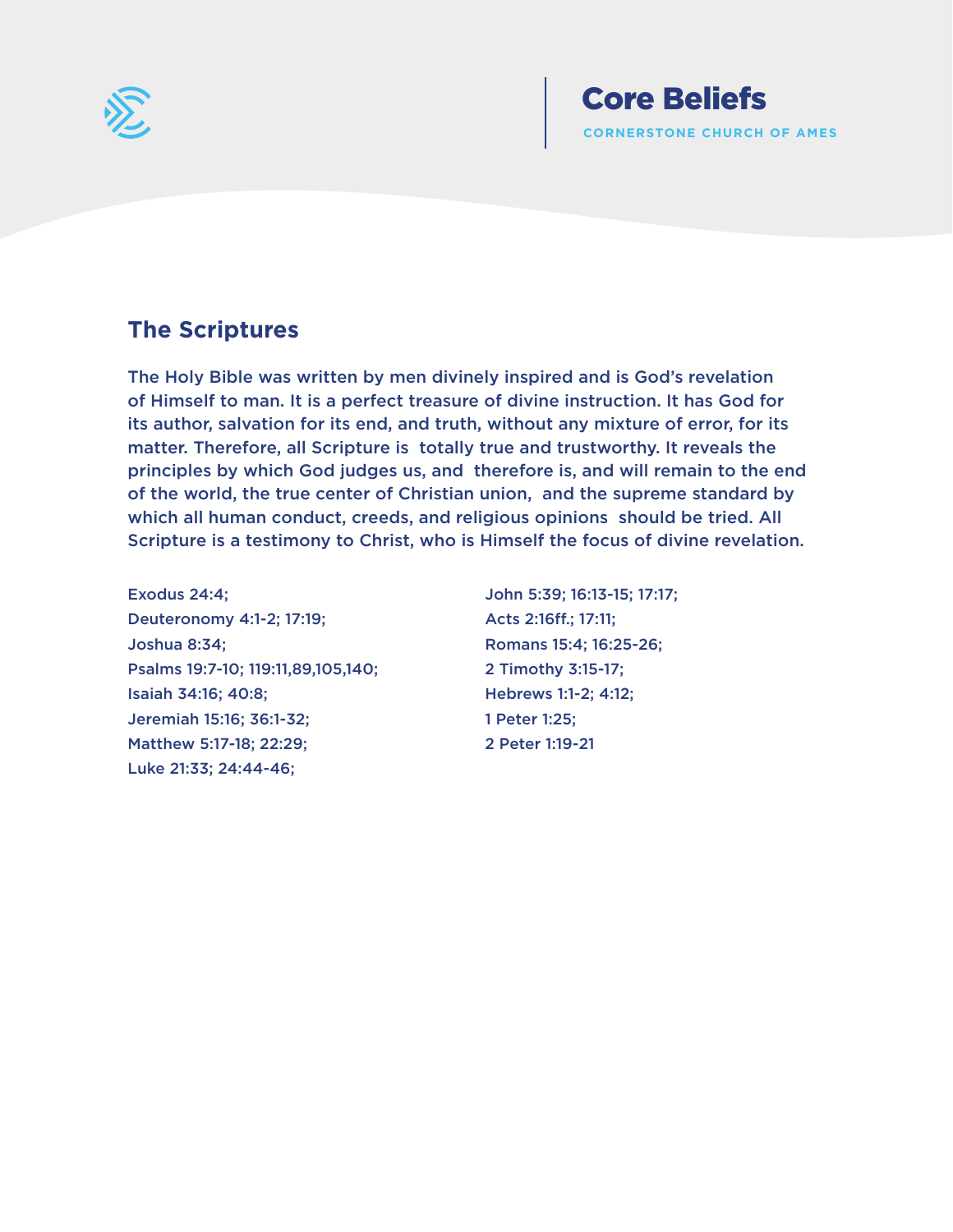# Core Beliefs

CORNERSTONE CHURCH OF AMES

## The Scriptures

The Holy Bible was written by men divinely inspired and is God's revelation of Himself to man. It is a perfect treasure of divine instruction. It has God for its author, salvation for its end, and truth, without any mixture of error, for its matter. Therefore, all Scripture is totally true and trustworthy. It reveals the principles by which God judges us, and therefore is, and will remain to the end of the world, the true center of Christian union, and the supreme standard by which all human conduct, creeds, and religious opinions should be tried. All Scripture is a testimony to Christ, who is Himself the focus of divine revelation.

Exodus 24:4;
Deuteronomy 4:1-2; 17:19;
Joshua 8:34;
Psalms 19:7-10; 119:11,89,105,140;
Isaiah 34:16; 40:8;
Jeremiah 15:16; 36:1-32;
Matthew 5:17-18; 22:29;
Luke 21:33; 24:44-46;
John 5:39; 16:13-15; 17:17;
Acts 2:16ff.; 17:11;
Romans 15:4; 16:25-26;
2 Timothy 3:15-17;
Hebrews 1:1-2; 4:12;
1 Peter 1:25;
2 Peter 1:19-21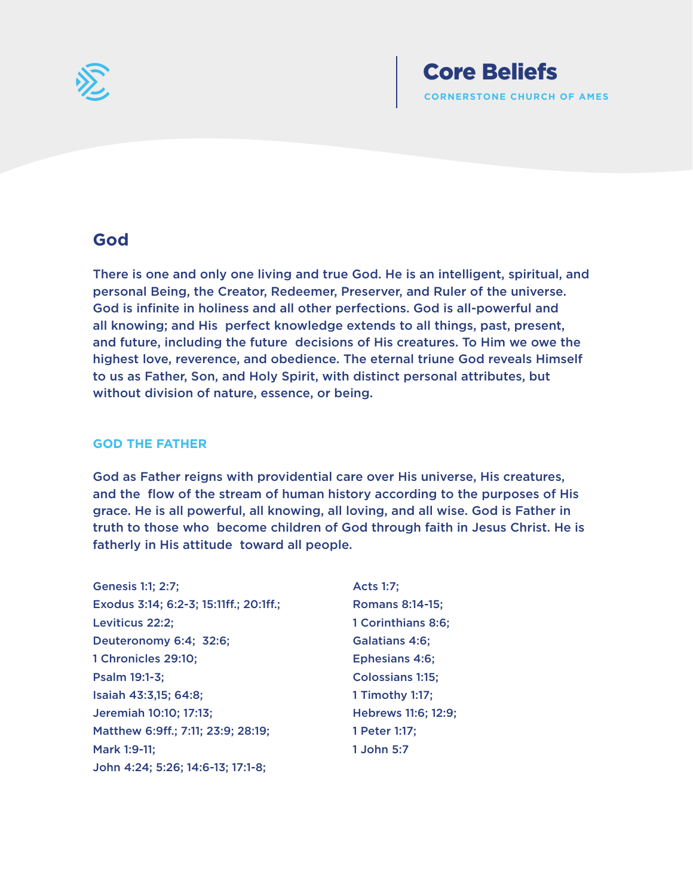# Core Beliefs

CORNERSTONE CHURCH OF AMES

## God

There is one and only one living and true God. He is an intelligent, spiritual, and personal Being, the Creator, Redeemer, Preserver, and Ruler of the universe. God is infinite in holiness and all other perfections. God is all-powerful and all knowing; and His perfect knowledge extends to all things, past, present, and future, including the future decisions of His creatures. To Him we owe the highest love, reverence, and obedience. The eternal triune God reveals Himself to us as Father, Son, and Holy Spirit, with distinct personal attributes, but without division of nature, essence, or being.

### GOD THE FATHER

God as Father reigns with providential care over His universe, His creatures, and the flow of the stream of human history according to the purposes of His grace. He is all powerful, all knowing, all loving, and all wise. God is Father in truth to those who become children of God through faith in Jesus Christ. He is fatherly in His attitude toward all people.

Genesis 1:1; 2:7;
Exodus 3:14; 6:2-3; 15:11ff.; 20:1ff.;
Leviticus 22:2;
Deuteronomy 6:4; 32:6;
1 Chronicles 29:10;
Psalm 19:1-3;
Isaiah 43:3,15; 64:8;
Jeremiah 10:10; 17:13;
Matthew 6:9ff.; 7:11; 23:9; 28:19;
Mark 1:9-11;
John 4:24; 5:26; 14:6-13; 17:1-8;
Acts 1:7;
Romans 8:14-15;
1 Corinthians 8:6;
Galatians 4:6;
Ephesians 4:6;
Colossians 1:15;
1 Timothy 1:17;
Hebrews 11:6; 12:9;
1 Peter 1:17;
1 John 5:7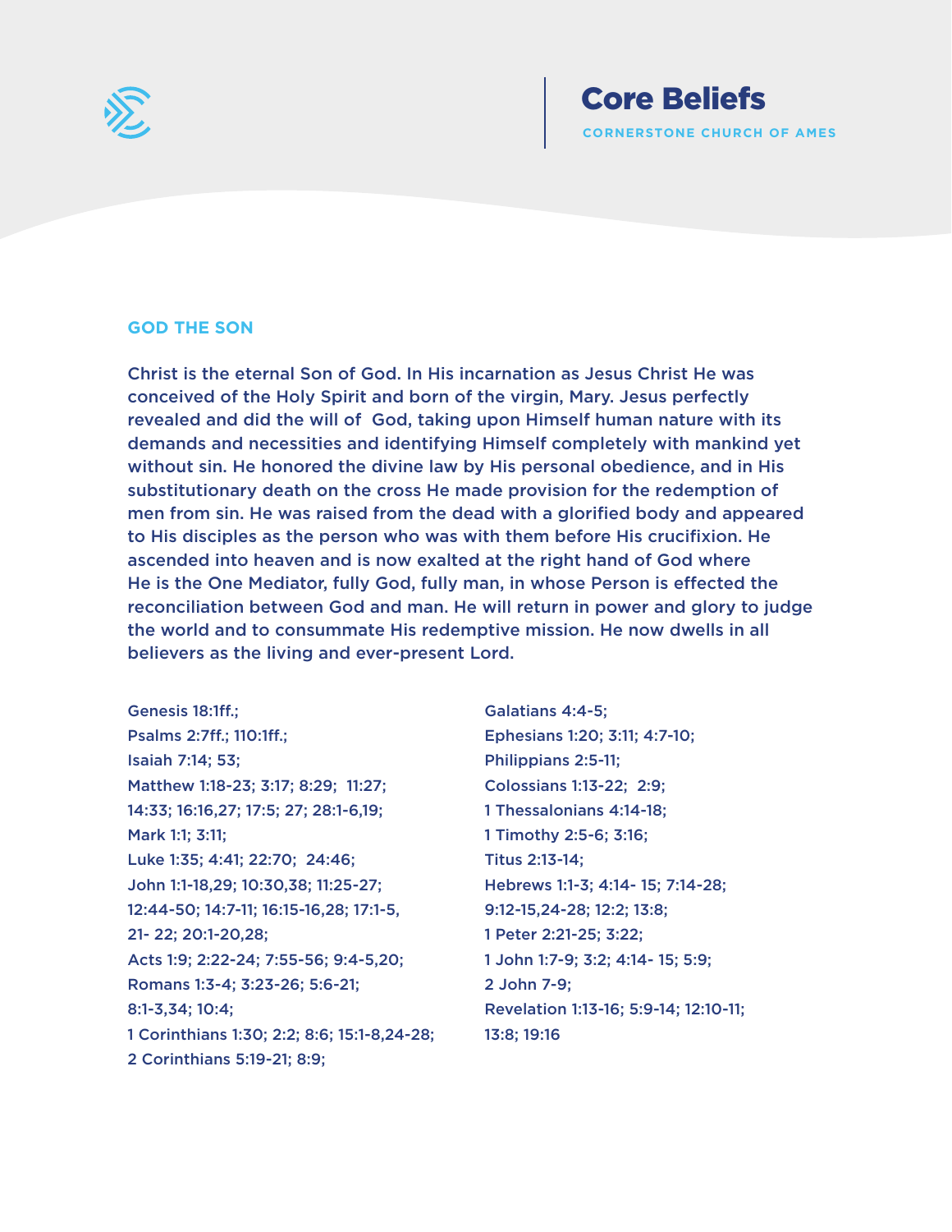# Core Beliefs

**CORNERSTONE CHURCH OF AMES**

## GOD THE SON

Christ is the eternal Son of God. In His incarnation as Jesus Christ He was conceived of the Holy Spirit and born of the virgin, Mary. Jesus perfectly revealed and did the will of God, taking upon Himself human nature with its demands and necessities and identifying Himself completely with mankind yet without sin. He honored the divine law by His personal obedience, and in His substitutionary death on the cross He made provision for the redemption of men from sin. He was raised from the dead with a glorified body and appeared to His disciples as the person who was with them before His crucifixion. He ascended into heaven and is now exalted at the right hand of God where He is the One Mediator, fully God, fully man, in whose Person is effected the reconciliation between God and man. He will return in power and glory to judge the world and to consummate His redemptive mission. He now dwells in all believers as the living and ever-present Lord.

Genesis 18:1ff.;
Psalms 2:7ff.; 110:1ff.;
Isaiah 7:14; 53;
Matthew 1:18-23; 3:17; 8:29; 11:27; 14:33; 16:16,27; 17:5; 27; 28:1-6,19;
Mark 1:1; 3:11;
Luke 1:35; 4:41; 22:70; 24:46;
John 1:1-18,29; 10:30,38; 11:25-27; 12:44-50; 14:7-11; 16:15-16,28; 17:1-5, 21- 22; 20:1-20,28;
Acts 1:9; 2:22-24; 7:55-56; 9:4-5,20;
Romans 1:3-4; 3:23-26; 5:6-21; 8:1-3,34; 10:4;
1 Corinthians 1:30; 2:2; 8:6; 15:1-8,24-28;
2 Corinthians 5:19-21; 8:9;
Galatians 4:4-5;
Ephesians 1:20; 3:11; 4:7-10;
Philippians 2:5-11;
Colossians 1:13-22; 2:9;
1 Thessalonians 4:14-18;
1 Timothy 2:5-6; 3:16;
Titus 2:13-14;
Hebrews 1:1-3; 4:14- 15; 7:14-28; 9:12-15,24-28; 12:2; 13:8;
1 Peter 2:21-25; 3:22;
1 John 1:7-9; 3:2; 4:14- 15; 5:9;
2 John 7-9;
Revelation 1:13-16; 5:9-14; 12:10-11; 13:8; 19:16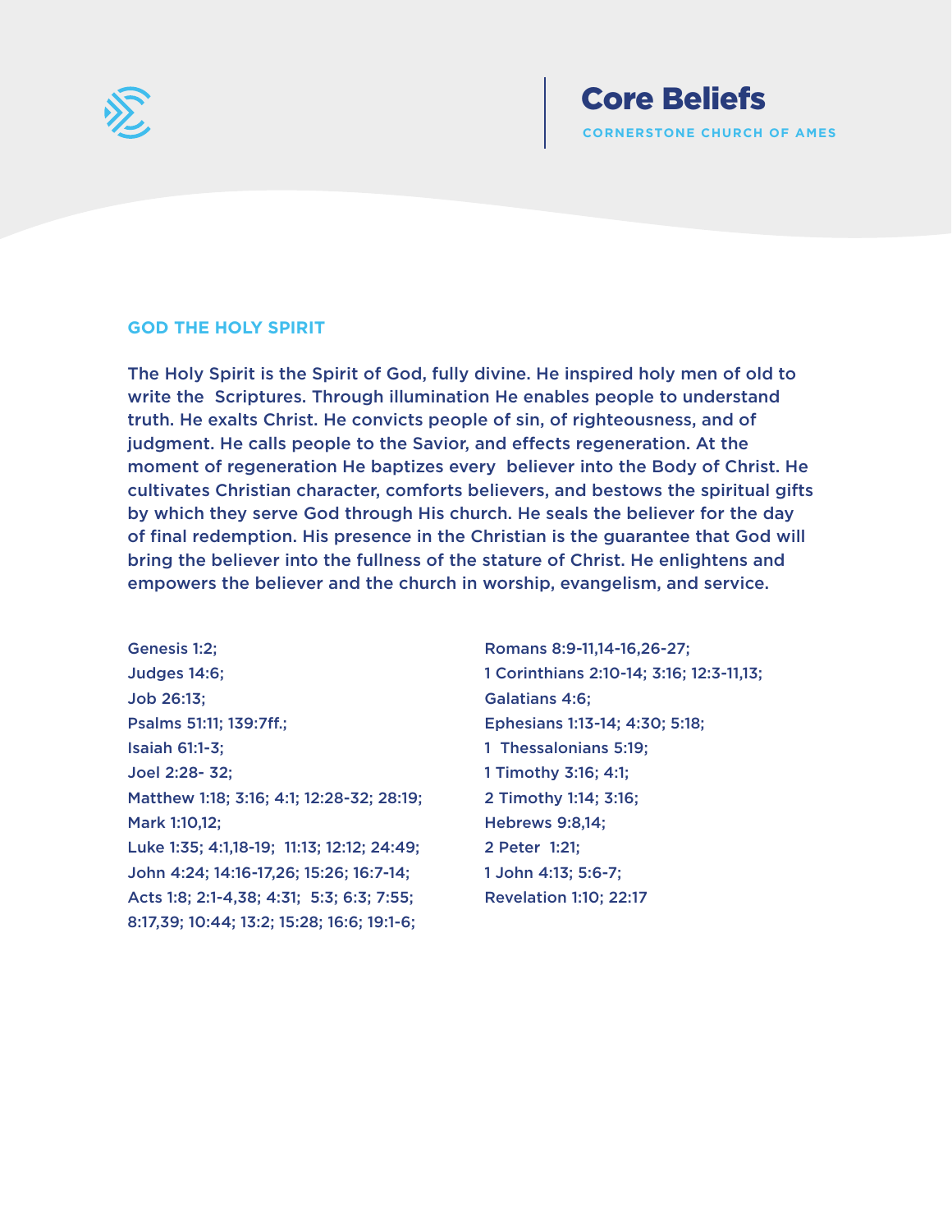## GOD THE HOLY SPIRIT

**The Holy Spirit is the Spirit of God, fully divine. He inspired holy men of old to write the Scriptures. Through illumination He enables people to understand truth. He exalts Christ. He convicts people of sin, of righteousness, and of judgment. He calls people to the Savior, and effects regeneration. At the moment of regeneration He baptizes every believer into the Body of Christ. He cultivates Christian character, comforts believers, and bestows the spiritual gifts by which they serve God through His church. He seals the believer for the day of final redemption. His presence in the Christian is the guarantee that God will bring the believer into the fullness of the stature of Christ. He enlightens and empowers the believer and the church in worship, evangelism, and service.**

Genesis 1:2;
Judges 14:6;
Job 26:13;
Psalms 51:11; 139:7ff.;
Isaiah 61:1-3;
Joel 2:28- 32;
Matthew 1:18; 3:16; 4:1; 12:28-32; 28:19;
Mark 1:10,12;
Luke 1:35; 4:1,18-19; 11:13; 12:12; 24:49;
John 4:24; 14:16-17,26; 15:26; 16:7-14;
Acts 1:8; 2:1-4,38; 4:31; 5:3; 6:3; 7:55; 8:17,39; 10:44; 13:2; 15:28; 16:6; 19:1-6;
Romans 8:9-11,14-16,26-27;
1 Corinthians 2:10-14; 3:16; 12:3-11,13;
Galatians 4:6;
Ephesians 1:13-14; 4:30; 5:18;
1 Thessalonians 5:19;
1 Timothy 3:16; 4:1;
2 Timothy 1:14; 3:16;
Hebrews 9:8,14;
2 Peter 1:21;
1 John 4:13; 5:6-7;
Revelation 1:10; 22:17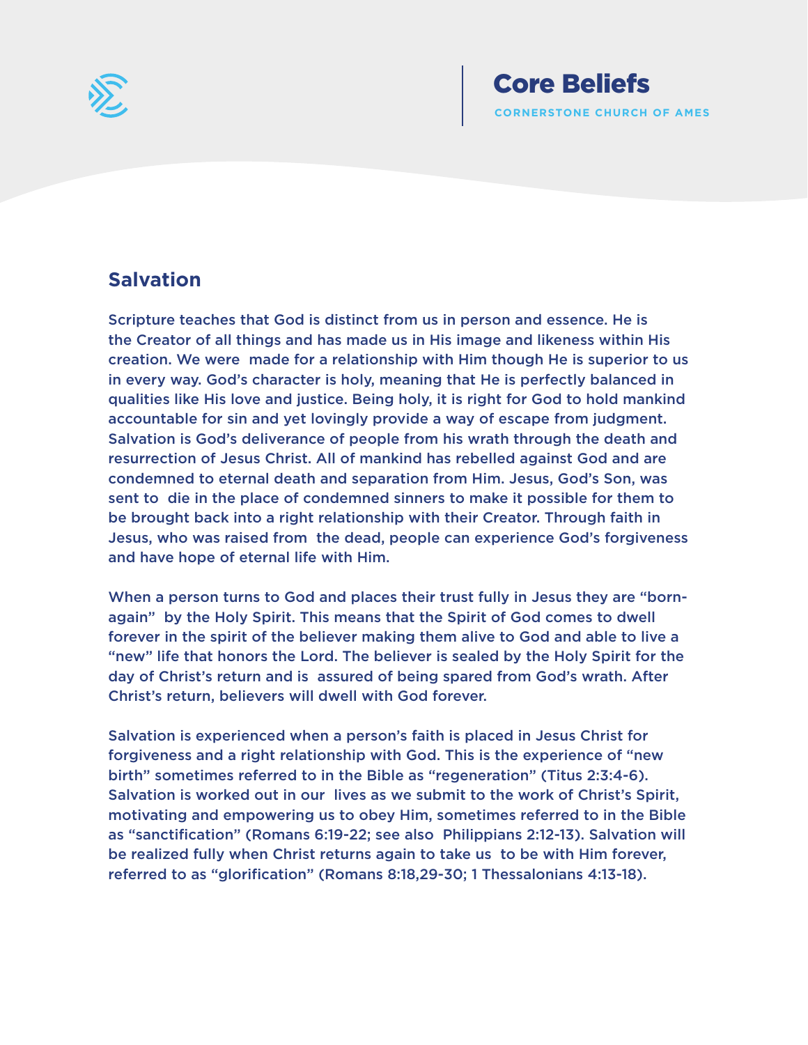## Salvation

Scripture teaches that God is distinct from us in person and essence. He is the Creator of all things and has made us in His image and likeness within His creation. We were made for a relationship with Him though He is superior to us in every way. God's character is holy, meaning that He is perfectly balanced in qualities like His love and justice. Being holy, it is right for God to hold mankind accountable for sin and yet lovingly provide a way of escape from judgment. Salvation is God's deliverance of people from his wrath through the death and resurrection of Jesus Christ. All of mankind has rebelled against God and are condemned to eternal death and separation from Him. Jesus, God's Son, was sent to die in the place of condemned sinners to make it possible for them to be brought back into a right relationship with their Creator. Through faith in Jesus, who was raised from the dead, people can experience God's forgiveness and have hope of eternal life with Him.

When a person turns to God and places their trust fully in Jesus they are "born-again" by the Holy Spirit. This means that the Spirit of God comes to dwell forever in the spirit of the believer making them alive to God and able to live a "new" life that honors the Lord. The believer is sealed by the Holy Spirit for the day of Christ's return and is assured of being spared from God's wrath. After Christ's return, believers will dwell with God forever.

Salvation is experienced when a person's faith is placed in Jesus Christ for forgiveness and a right relationship with God. This is the experience of "new birth" sometimes referred to in the Bible as "regeneration" (Titus 2:3:4-6). Salvation is worked out in our lives as we submit to the work of Christ's Spirit, motivating and empowering us to obey Him, sometimes referred to in the Bible as "sanctification" (Romans 6:19-22; see also Philippians 2:12-13). Salvation will be realized fully when Christ returns again to take us to be with Him forever, referred to as "glorification" (Romans 8:18,29-30; 1 Thessalonians 4:13-18).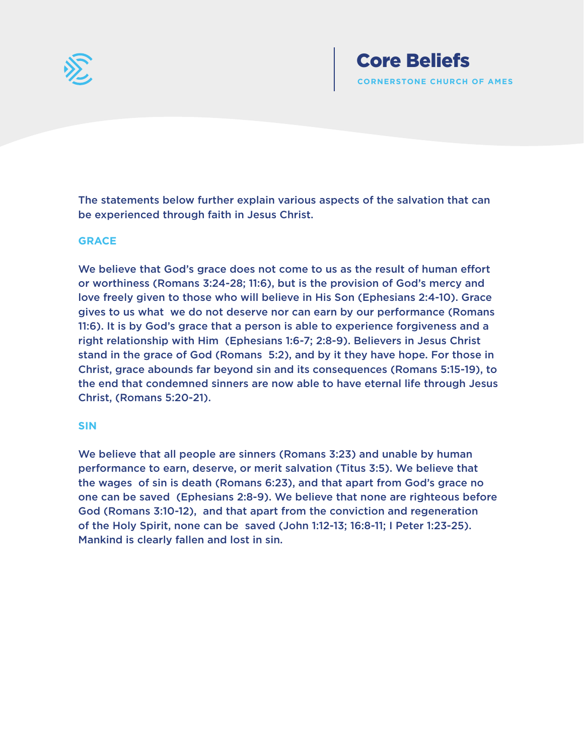The statements below further explain various aspects of the salvation that can be experienced through faith in Jesus Christ.

## GRACE

We believe that God's grace does not come to us as the result of human effort or worthiness (Romans 3:24-28; 11:6), but is the provision of God's mercy and love freely given to those who will believe in His Son (Ephesians 2:4-10). Grace gives to us what we do not deserve nor can earn by our performance (Romans 11:6). It is by God's grace that a person is able to experience forgiveness and a right relationship with Him (Ephesians 1:6-7; 2:8-9). Believers in Jesus Christ stand in the grace of God (Romans 5:2), and by it they have hope. For those in Christ, grace abounds far beyond sin and its consequences (Romans 5:15-19), to the end that condemned sinners are now able to have eternal life through Jesus Christ, (Romans 5:20-21).

## SIN

We believe that all people are sinners (Romans 3:23) and unable by human performance to earn, deserve, or merit salvation (Titus 3:5). We believe that the wages of sin is death (Romans 6:23), and that apart from God's grace no one can be saved (Ephesians 2:8-9). We believe that none are righteous before God (Romans 3:10-12), and that apart from the conviction and regeneration of the Holy Spirit, none can be saved (John 1:12-13; 16:8-11; I Peter 1:23-25). Mankind is clearly fallen and lost in sin.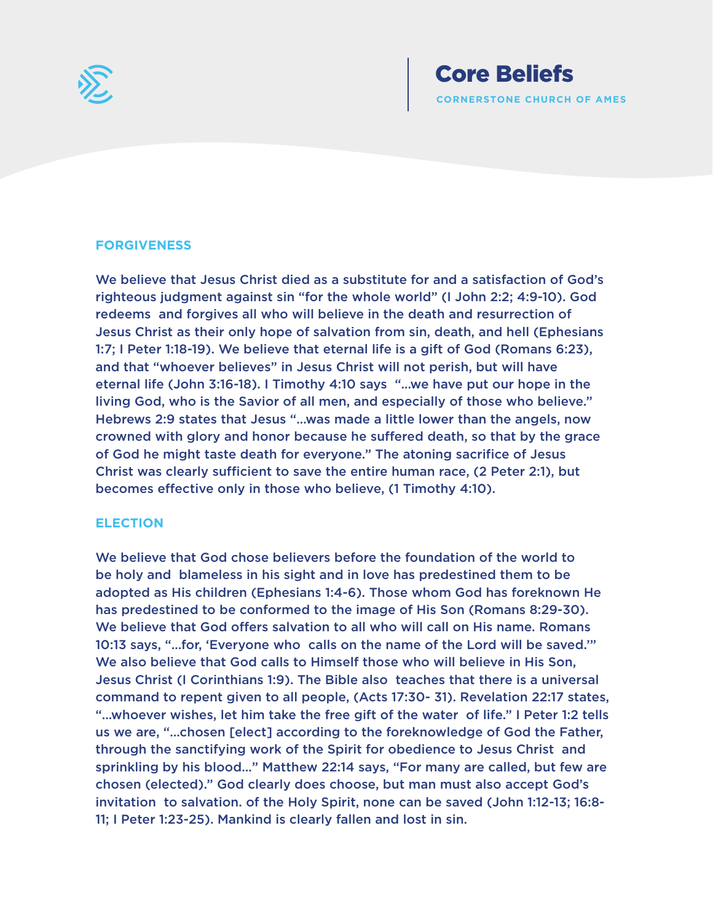# Core Beliefs

CORNERSTONE CHURCH OF AMES

## FORGIVENESS

We believe that Jesus Christ died as a substitute for and a satisfaction of God's righteous judgment against sin "for the whole world" (I John 2:2; 4:9-10). God redeems and forgives all who will believe in the death and resurrection of Jesus Christ as their only hope of salvation from sin, death, and hell (Ephesians 1:7; I Peter 1:18-19). We believe that eternal life is a gift of God (Romans 6:23), and that "whoever believes" in Jesus Christ will not perish, but will have eternal life (John 3:16-18). I Timothy 4:10 says "...we have put our hope in the living God, who is the Savior of all men, and especially of those who believe." Hebrews 2:9 states that Jesus "...was made a little lower than the angels, now crowned with glory and honor because he suffered death, so that by the grace of God he might taste death for everyone." The atoning sacrifice of Jesus Christ was clearly sufficient to save the entire human race, (2 Peter 2:1), but becomes effective only in those who believe, (1 Timothy 4:10).

## ELECTION

We believe that God chose believers before the foundation of the world to be holy and blameless in his sight and in love has predestined them to be adopted as His children (Ephesians 1:4-6). Those whom God has foreknown He has predestined to be conformed to the image of His Son (Romans 8:29-30). We believe that God offers salvation to all who will call on His name. Romans 10:13 says, "...for, 'Everyone who calls on the name of the Lord will be saved.'" We also believe that God calls to Himself those who will believe in His Son, Jesus Christ (I Corinthians 1:9). The Bible also teaches that there is a universal command to repent given to all people, (Acts 17:30- 31). Revelation 22:17 states, "...whoever wishes, let him take the free gift of the water of life." I Peter 1:2 tells us we are, "...chosen [elect] according to the foreknowledge of God the Father, through the sanctifying work of the Spirit for obedience to Jesus Christ and sprinkling by his blood..." Matthew 22:14 says, "For many are called, but few are chosen (elected)." God clearly does choose, but man must also accept God's invitation to salvation. of the Holy Spirit, none can be saved (John 1:12-13; 16:8-11; I Peter 1:23-25). Mankind is clearly fallen and lost in sin.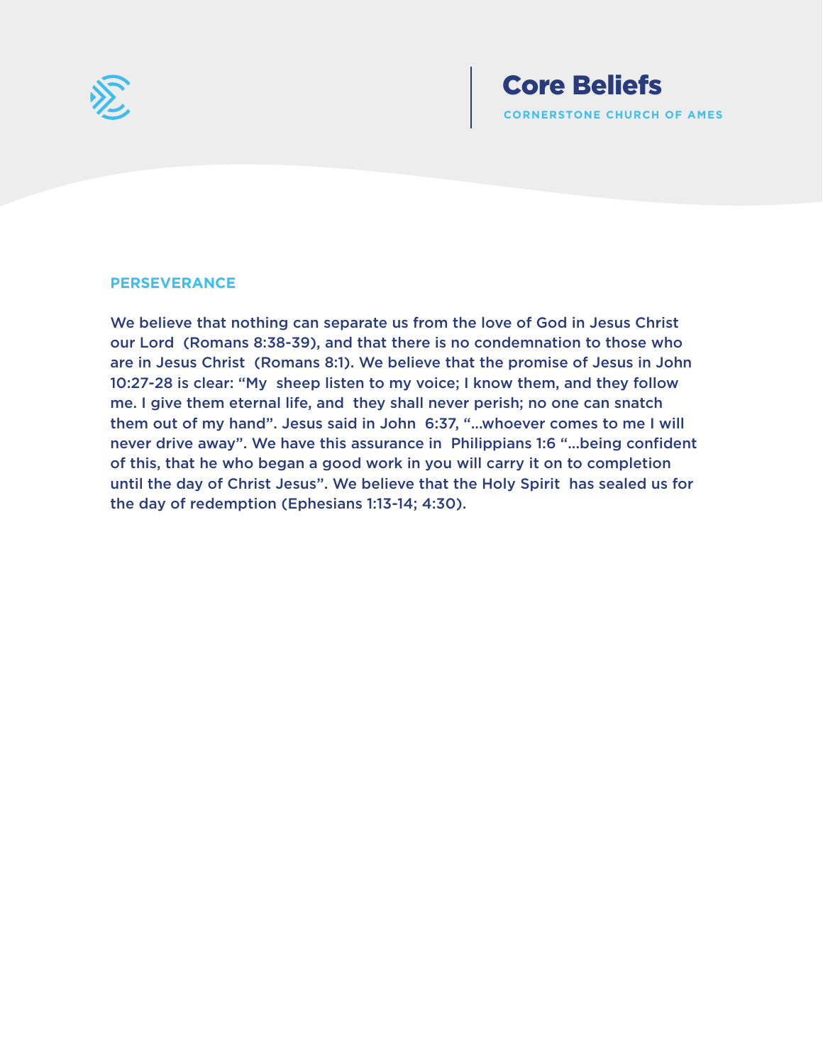## PERSEVERANCE

We believe that nothing can separate us from the love of God in Jesus Christ our Lord (Romans 8:38-39), and that there is no condemnation to those who are in Jesus Christ (Romans 8:1). We believe that the promise of Jesus in John 10:27-28 is clear: "My sheep listen to my voice; I know them, and they follow me. I give them eternal life, and they shall never perish; no one can snatch them out of my hand". Jesus said in John 6:37, "...whoever comes to me I will never drive away". We have this assurance in Philippians 1:6 "...being confident of this, that he who began a good work in you will carry it on to completion until the day of Christ Jesus". We believe that the Holy Spirit has sealed us for the day of redemption (Ephesians 1:13-14; 4:30).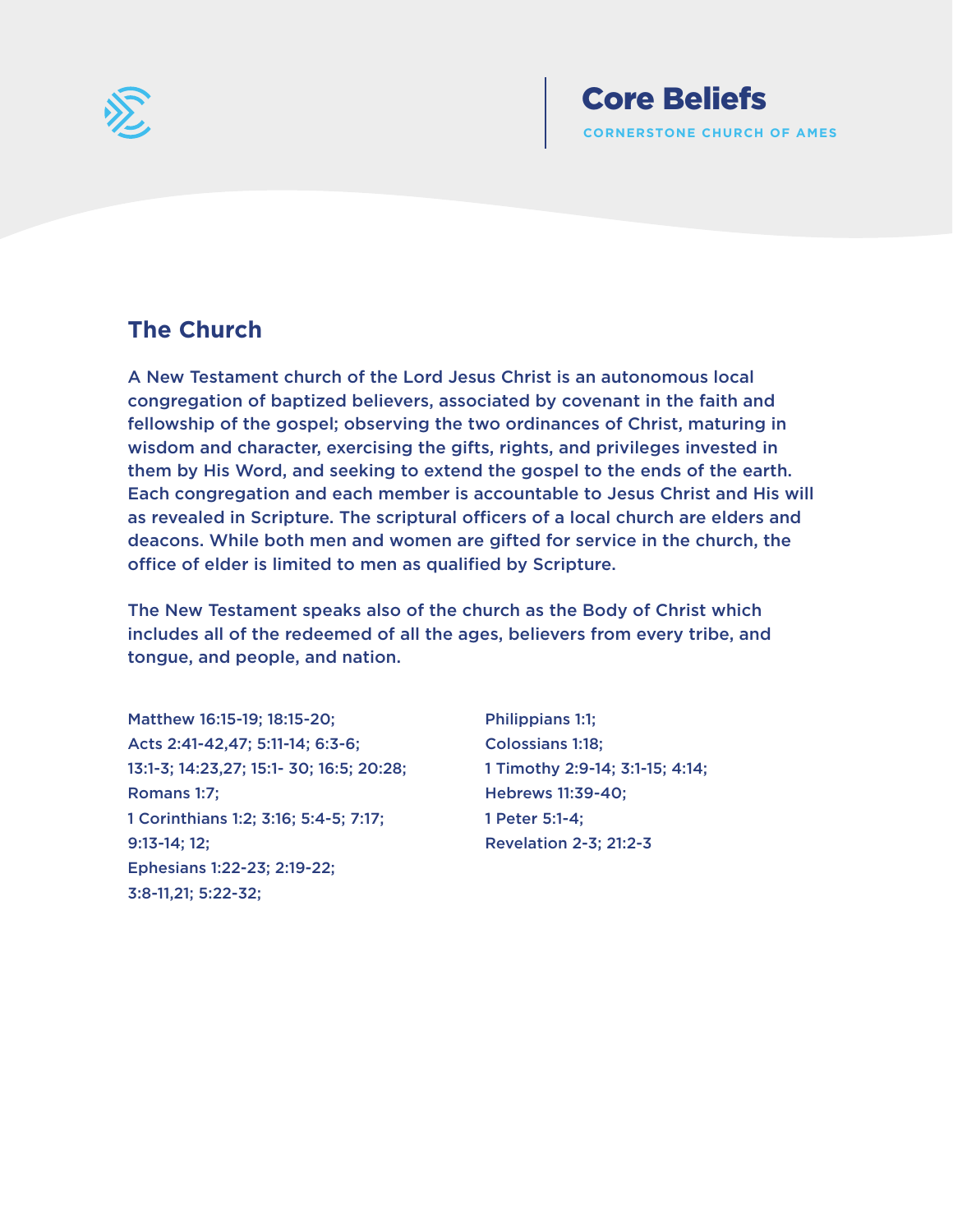## The Church

A New Testament church of the Lord Jesus Christ is an autonomous local congregation of baptized believers, associated by covenant in the faith and fellowship of the gospel; observing the two ordinances of Christ, maturing in wisdom and character, exercising the gifts, rights, and privileges invested in them by His Word, and seeking to extend the gospel to the ends of the earth. Each congregation and each member is accountable to Jesus Christ and His will as revealed in Scripture. The scriptural officers of a local church are elders and deacons. While both men and women are gifted for service in the church, the office of elder is limited to men as qualified by Scripture.

The New Testament speaks also of the church as the Body of Christ which includes all of the redeemed of all the ages, believers from every tribe, and tongue, and people, and nation.

Matthew 16:15-19; 18:15-20;
Acts 2:41-42,47; 5:11-14; 6:3-6;
13:1-3; 14:23,27; 15:1- 30; 16:5; 20:28;
Romans 1:7;
1 Corinthians 1:2; 3:16; 5:4-5; 7:17;
9:13-14; 12;
Ephesians 1:22-23; 2:19-22;
3:8-11,21; 5:22-32;
Philippians 1:1;
Colossians 1:18;
1 Timothy 2:9-14; 3:1-15; 4:14;
Hebrews 11:39-40;
1 Peter 5:1-4;
Revelation 2-3; 21:2-3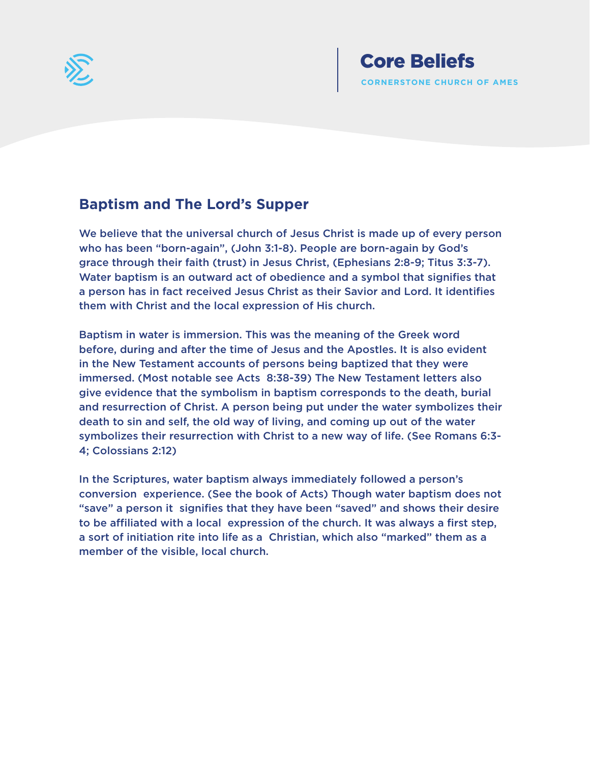## Baptism and The Lord's Supper

We believe that the universal church of Jesus Christ is made up of every person who has been "born-again", (John 3:1-8). People are born-again by God's grace through their faith (trust) in Jesus Christ, (Ephesians 2:8-9; Titus 3:3-7). Water baptism is an outward act of obedience and a symbol that signifies that a person has in fact received Jesus Christ as their Savior and Lord. It identifies them with Christ and the local expression of His church.

Baptism in water is immersion. This was the meaning of the Greek word before, during and after the time of Jesus and the Apostles. It is also evident in the New Testament accounts of persons being baptized that they were immersed. (Most notable see Acts 8:38-39) The New Testament letters also give evidence that the symbolism in baptism corresponds to the death, burial and resurrection of Christ. A person being put under the water symbolizes their death to sin and self, the old way of living, and coming up out of the water symbolizes their resurrection with Christ to a new way of life. (See Romans 6:3-4; Colossians 2:12)

In the Scriptures, water baptism always immediately followed a person's conversion experience. (See the book of Acts) Though water baptism does not "save" a person it signifies that they have been "saved" and shows their desire to be affiliated with a local expression of the church. It was always a first step, a sort of initiation rite into life as a Christian, which also "marked" them as a member of the visible, local church.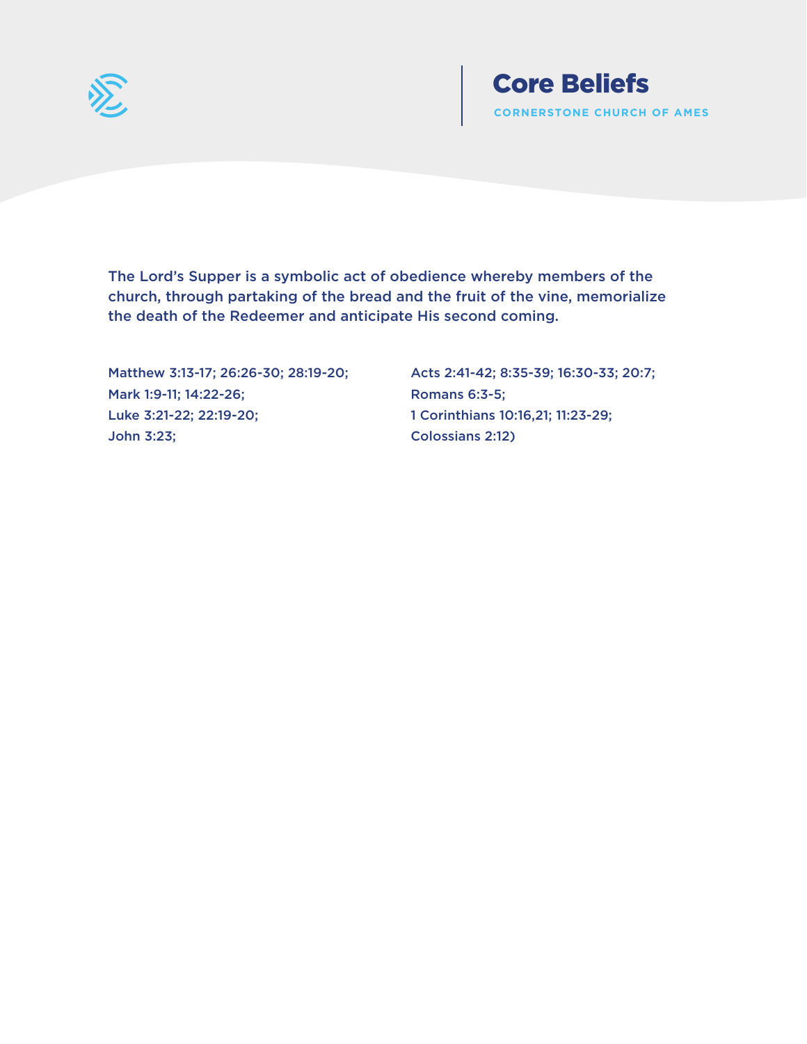The Lord's Supper is a symbolic act of obedience whereby members of the church, through partaking of the bread and the fruit of the vine, memorialize the death of the Redeemer and anticipate His second coming.

Matthew 3:13-17; 26:26-30; 28:19-20;
Mark 1:9-11; 14:22-26;
Luke 3:21-22; 22:19-20;
John 3:23;
Acts 2:41-42; 8:35-39; 16:30-33; 20:7;
Romans 6:3-5;
1 Corinthians 10:16,21; 11:23-29;
Colossians 2:12)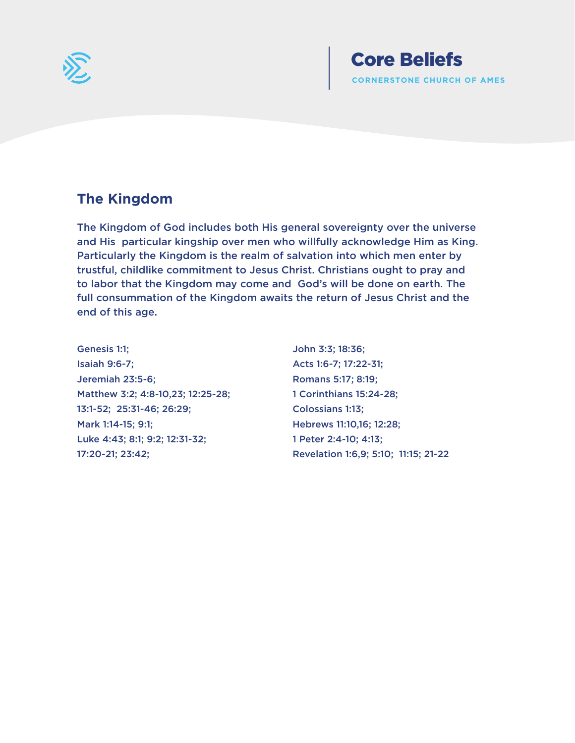# Core Beliefs

CORNERSTONE CHURCH OF AMES

## The Kingdom

**The Kingdom of God includes both His general sovereignty over the universe and His particular kingship over men who willfully acknowledge Him as King. Particularly the Kingdom is the realm of salvation into which men enter by trustful, childlike commitment to Jesus Christ. Christians ought to pray and to labor that the Kingdom may come and God's will be done on earth. The full consummation of the Kingdom awaits the return of Jesus Christ and the end of this age.**

Genesis 1:1;
Isaiah 9:6-7;
Jeremiah 23:5-6;
Matthew 3:2; 4:8-10,23; 12:25-28; 13:1-52; 25:31-46; 26:29;
Mark 1:14-15; 9:1;
Luke 4:43; 8:1; 9:2; 12:31-32; 17:20-21; 23:42;
John 3:3; 18:36;
Acts 1:6-7; 17:22-31;
Romans 5:17; 8:19;
1 Corinthians 15:24-28;
Colossians 1:13;
Hebrews 11:10,16; 12:28;
1 Peter 2:4-10; 4:13;
Revelation 1:6,9; 5:10; 11:15; 21-22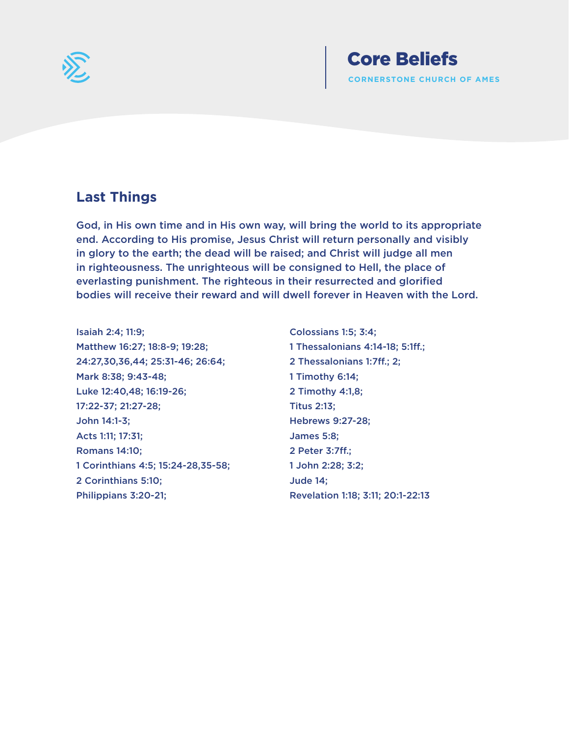## Last Things

**God, in His own time and in His own way, will bring the world to its appropriate end. According to His promise, Jesus Christ will return personally and visibly in glory to the earth; the dead will be raised; and Christ will judge all men in righteousness. The unrighteous will be consigned to Hell, the place of everlasting punishment. The righteous in their resurrected and glorified bodies will receive their reward and will dwell forever in Heaven with the Lord.**

Isaiah 2:4; 11:9;
Matthew 16:27; 18:8-9; 19:28;
24:27,30,36,44; 25:31-46; 26:64;
Mark 8:38; 9:43-48;
Luke 12:40,48; 16:19-26;
17:22-37; 21:27-28;
John 14:1-3;
Acts 1:11; 17:31;
Romans 14:10;
1 Corinthians 4:5; 15:24-28,35-58;
2 Corinthians 5:10;
Philippians 3:20-21;
Colossians 1:5; 3:4;
1 Thessalonians 4:14-18; 5:1ff.;
2 Thessalonians 1:7ff.; 2;
1 Timothy 6:14;
2 Timothy 4:1,8;
Titus 2:13;
Hebrews 9:27-28;
James 5:8;
2 Peter 3:7ff.;
1 John 2:28; 3:2;
Jude 14;
Revelation 1:18; 3:11; 20:1-22:13